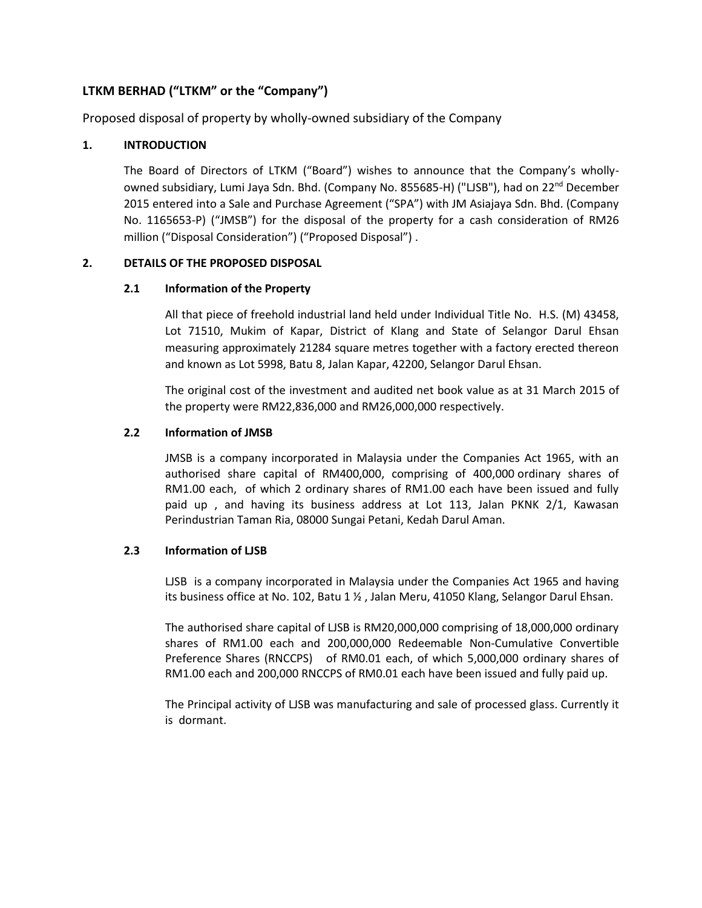## LTKM BERHAD ("LTKM" or the "Company")

Proposed disposal of property by wholly-owned subsidiary of the Company

### 1. INTRODUCTION

The Board of Directors of LTKM ("Board") wishes to announce that the Company's wholly-owned subsidiary, Lumi Jaya Sdn. Bhd. (Company No. 855685-H) ("LJSB"), had on 22nd December 2015 entered into a Sale and Purchase Agreement ("SPA") with JM Asiajaya Sdn. Bhd. (Company No. 1165653-P) ("JMSB") for the disposal of the property for a cash consideration of RM26 million ("Disposal Consideration") ("Proposed Disposal") .

### 2. DETAILS OF THE PROPOSED DISPOSAL

#### 2.1 Information of the Property

All that piece of freehold industrial land held under Individual Title No. H.S. (M) 43458, Lot 71510, Mukim of Kapar, District of Klang and State of Selangor Darul Ehsan measuring approximately 21284 square metres together with a factory erected thereon and known as Lot 5998, Batu 8, Jalan Kapar, 42200, Selangor Darul Ehsan.

The original cost of the investment and audited net book value as at 31 March 2015 of the property were RM22,836,000 and RM26,000,000 respectively.

#### 2.2 Information of JMSB

JMSB is a company incorporated in Malaysia under the Companies Act 1965, with an authorised share capital of RM400,000, comprising of 400,000 ordinary shares of RM1.00 each, of which 2 ordinary shares of RM1.00 each have been issued and fully paid up , and having its business address at Lot 113, Jalan PKNK 2/1, Kawasan Perindustrian Taman Ria, 08000 Sungai Petani, Kedah Darul Aman.

#### 2.3 Information of LJSB

LJSB is a company incorporated in Malaysia under the Companies Act 1965 and having its business office at No. 102, Batu 1 ½ , Jalan Meru, 41050 Klang, Selangor Darul Ehsan.

The authorised share capital of LJSB is RM20,000,000 comprising of 18,000,000 ordinary shares of RM1.00 each and 200,000,000 Redeemable Non-Cumulative Convertible Preference Shares (RNCCPS) of RM0.01 each, of which 5,000,000 ordinary shares of RM1.00 each and 200,000 RNCCPS of RM0.01 each have been issued and fully paid up.

The Principal activity of LJSB was manufacturing and sale of processed glass. Currently it is dormant.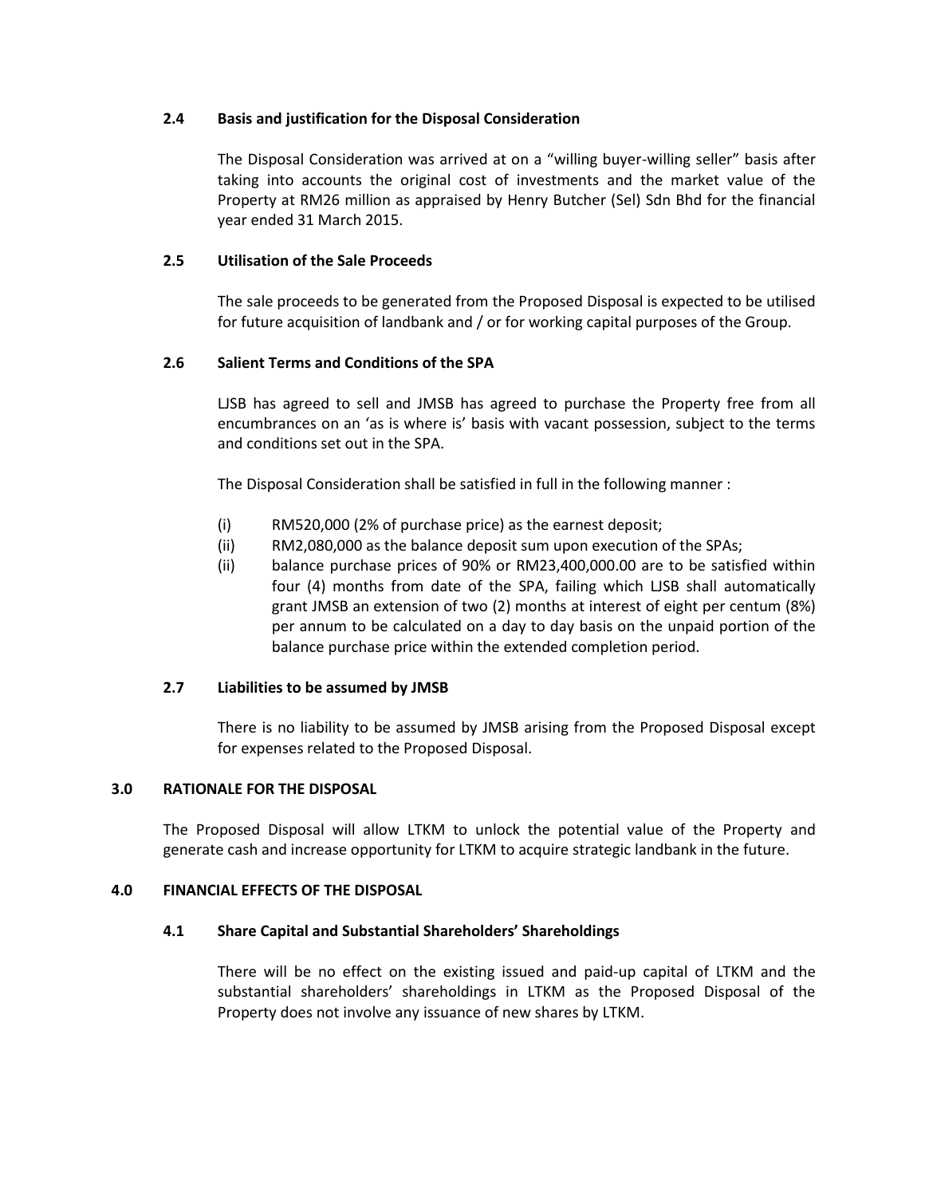### 2.4 Basis and justification for the Disposal Consideration

The Disposal Consideration was arrived at on a "willing buyer-willing seller" basis after taking into accounts the original cost of investments and the market value of the Property at RM26 million as appraised by Henry Butcher (Sel) Sdn Bhd for the financial year ended 31 March 2015.

### 2.5 Utilisation of the Sale Proceeds

The sale proceeds to be generated from the Proposed Disposal is expected to be utilised for future acquisition of landbank and / or for working capital purposes of the Group.

### 2.6 Salient Terms and Conditions of the SPA

LJSB has agreed to sell and JMSB has agreed to purchase the Property free from all encumbrances on an 'as is where is' basis with vacant possession, subject to the terms and conditions set out in the SPA.

The Disposal Consideration shall be satisfied in full in the following manner :

- (i) RM520,000 (2% of purchase price) as the earnest deposit;
- (ii) RM2,080,000 as the balance deposit sum upon execution of the SPAs;
- (ii) balance purchase prices of 90% or RM23,400,000.00 are to be satisfied within four (4) months from date of the SPA, failing which LJSB shall automatically grant JMSB an extension of two (2) months at interest of eight per centum (8%) per annum to be calculated on a day to day basis on the unpaid portion of the balance purchase price within the extended completion period.

### 2.7 Liabilities to be assumed by JMSB

There is no liability to be assumed by JMSB arising from the Proposed Disposal except for expenses related to the Proposed Disposal.

## 3.0 RATIONALE FOR THE DISPOSAL

The Proposed Disposal will allow LTKM to unlock the potential value of the Property and generate cash and increase opportunity for LTKM to acquire strategic landbank in the future.

## 4.0 FINANCIAL EFFECTS OF THE DISPOSAL

### 4.1 Share Capital and Substantial Shareholders' Shareholdings

There will be no effect on the existing issued and paid-up capital of LTKM and the substantial shareholders' shareholdings in LTKM as the Proposed Disposal of the Property does not involve any issuance of new shares by LTKM.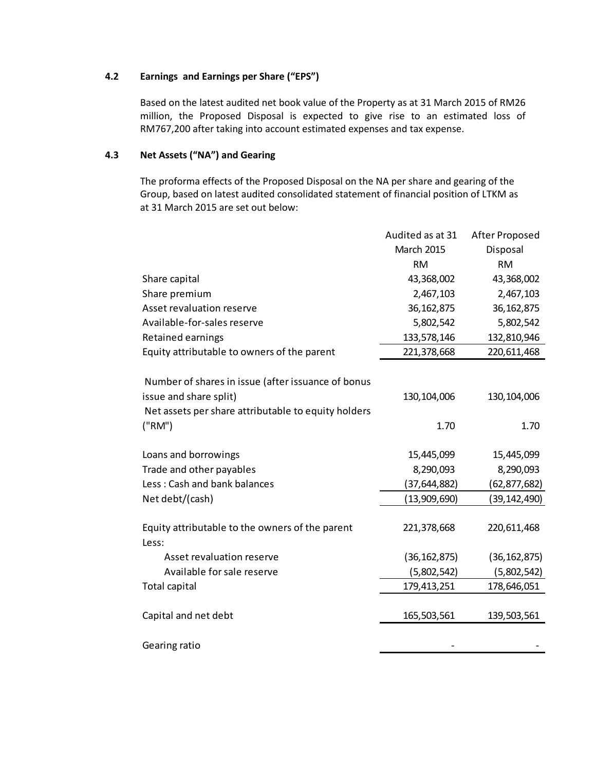### 4.2 Earnings and Earnings per Share ("EPS")

Based on the latest audited net book value of the Property as at 31 March 2015 of RM26 million, the Proposed Disposal is expected to give rise to an estimated loss of RM767,200 after taking into account estimated expenses and tax expense.

### 4.3 Net Assets ("NA") and Gearing

The proforma effects of the Proposed Disposal on the NA per share and gearing of the Group, based on latest audited consolidated statement of financial position of LTKM as at 31 March 2015 are set out below:

| | Audited as at 31 March 2015 | After Proposed Disposal |
|---|---|---|
| | RM | RM |
| Share capital | 43,368,002 | 43,368,002 |
| Share premium | 2,467,103 | 2,467,103 |
| Asset revaluation reserve | 36,162,875 | 36,162,875 |
| Available-for-sales reserve | 5,802,542 | 5,802,542 |
| Retained earnings | 133,578,146 | 132,810,946 |
| Equity attributable to owners of the parent | 221,378,668 | 220,611,468 |
| | | |
| Number of shares in issue (after issuance of bonus issue and share split) | 130,104,006 | 130,104,006 |
| Net assets per share attributable to equity holders ("RM") | 1.70 | 1.70 |
| | | |
| Loans and borrowings | 15,445,099 | 15,445,099 |
| Trade and other payables | 8,290,093 | 8,290,093 |
| Less : Cash and bank balances | (37,644,882) | (62,877,682) |
| Net debt/(cash) | (13,909,690) | (39,142,490) |
| | | |
| Equity attributable to the owners of the parent | 221,378,668 | 220,611,468 |
| Less: | | |
| Asset revaluation reserve | (36,162,875) | (36,162,875) |
| Available for sale reserve | (5,802,542) | (5,802,542) |
| Total capital | 179,413,251 | 178,646,051 |
| | | |
| Capital and net debt | 165,503,561 | 139,503,561 |
| | | |
| Gearing ratio | - | - |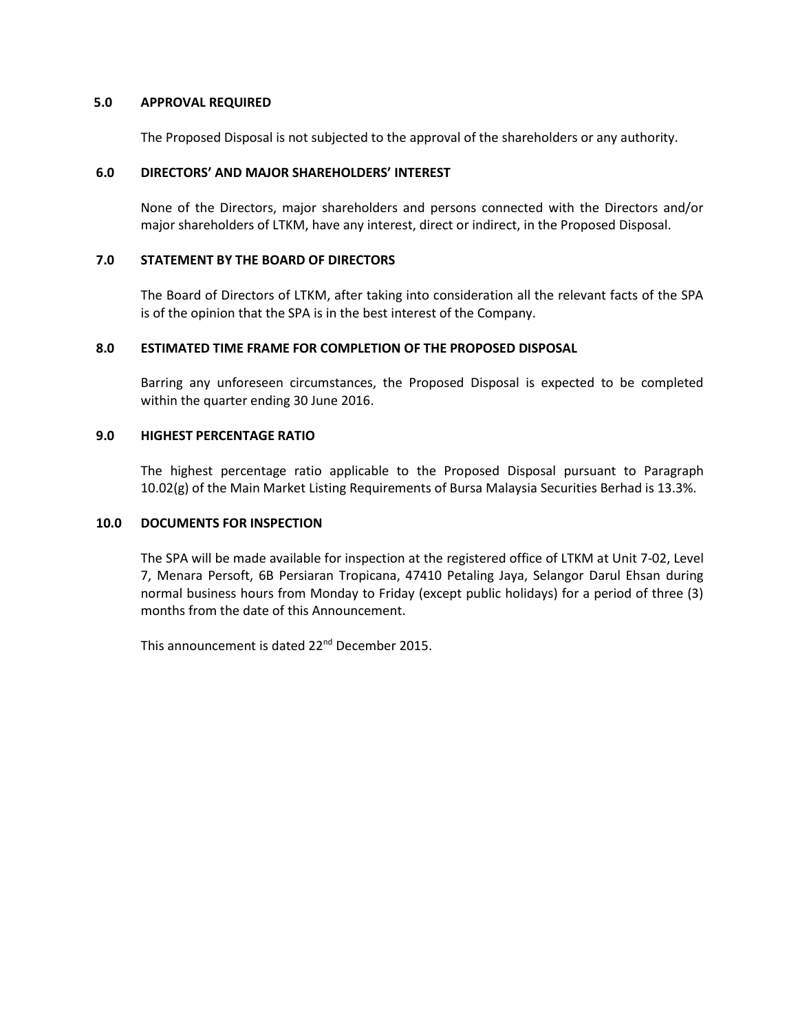## 5.0 APPROVAL REQUIRED

The Proposed Disposal is not subjected to the approval of the shareholders or any authority.

## 6.0 DIRECTORS' AND MAJOR SHAREHOLDERS' INTEREST

None of the Directors, major shareholders and persons connected with the Directors and/or major shareholders of LTKM, have any interest, direct or indirect, in the Proposed Disposal.

## 7.0 STATEMENT BY THE BOARD OF DIRECTORS

The Board of Directors of LTKM, after taking into consideration all the relevant facts of the SPA is of the opinion that the SPA is in the best interest of the Company.

## 8.0 ESTIMATED TIME FRAME FOR COMPLETION OF THE PROPOSED DISPOSAL

Barring any unforeseen circumstances, the Proposed Disposal is expected to be completed within the quarter ending 30 June 2016.

## 9.0 HIGHEST PERCENTAGE RATIO

The highest percentage ratio applicable to the Proposed Disposal pursuant to Paragraph 10.02(g) of the Main Market Listing Requirements of Bursa Malaysia Securities Berhad is 13.3%.

## 10.0 DOCUMENTS FOR INSPECTION

The SPA will be made available for inspection at the registered office of LTKM at Unit 7-02, Level 7, Menara Persoft, 6B Persiaran Tropicana, 47410 Petaling Jaya, Selangor Darul Ehsan during normal business hours from Monday to Friday (except public holidays) for a period of three (3) months from the date of this Announcement.

This announcement is dated 22nd December 2015.